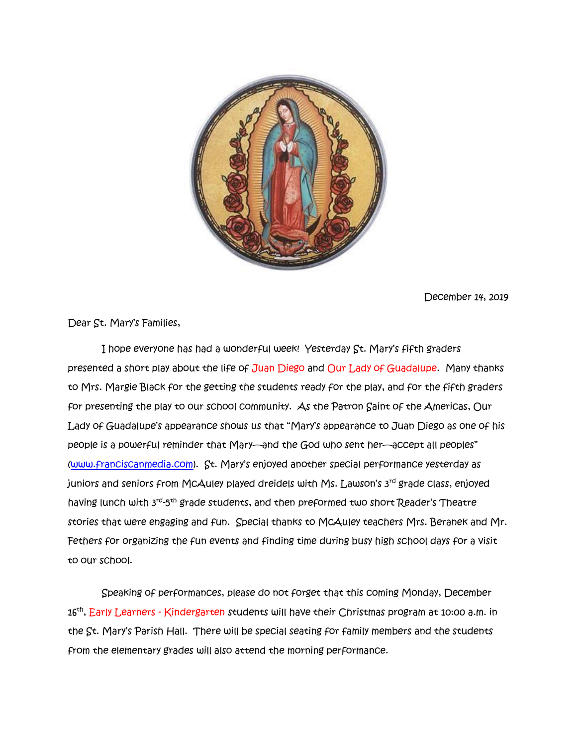December 14, 2019

Dear St. Mary's Families,

I hope everyone has had a wonderful week! Yesterday St. Mary's fifth graders presented a short play about the life of Juan Diego and Our Lady of Guadalupe. Many thanks to Mrs. Margie Black for the getting the students ready for the play, and for the fifth graders for presenting the play to our school community. As the Patron Saint of the Americas, Our Lady of Guadalupe's appearance shows us that "Mary's appearance to Juan Diego as one of his people is a powerful reminder that Mary—and the God who sent her—accept all peoples" (www.franciscanmedia.com). St. Mary's enjoyed another special performance yesterday as juniors and seniors from McAuley played dreidels with Ms. Lawson's 3rd grade class, enjoyed having lunch with 3rd-5th grade students, and then preformed two short Reader's Theatre stories that were engaging and fun. Special thanks to McAuley teachers Mrs. Beranek and Mr. Fethers for organizing the fun events and finding time during busy high school days for a visit to our school.

Speaking of performances, please do not forget that this coming Monday, December 16th, Early Learners - Kindergarten students will have their Christmas program at 10:00 a.m. in the St. Mary's Parish Hall. There will be special seating for family members and the students from the elementary grades will also attend the morning performance.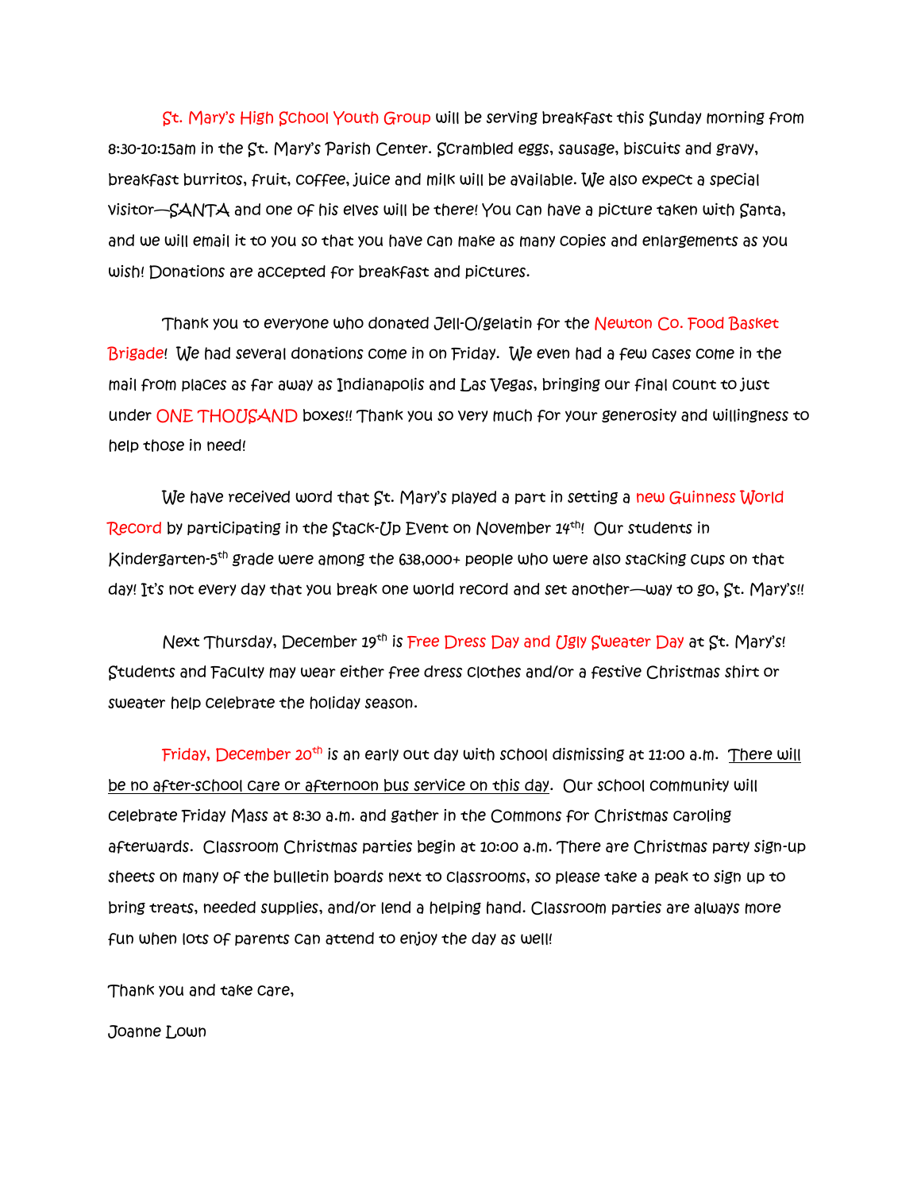St. Mary's High School Youth Group will be serving breakfast this Sunday morning from 8:30-10:15am in the St. Mary's Parish Center. Scrambled eggs, sausage, biscuits and gravy, breakfast burritos, fruit, coffee, juice and milk will be available. We also expect a special visitor—SANTA and one of his elves will be there! You can have a picture taken with Santa, and we will email it to you so that you have can make as many copies and enlargements as you wish! Donations are accepted for breakfast and pictures.

Thank you to everyone who donated Jell-O/gelatin for the Newton Co. Food Basket Brigade! We had several donations come in on Friday. We even had a few cases come in the mail from places as far away as Indianapolis and Las Vegas, bringing our final count to just under ONE THOUSAND boxes!! Thank you so very much for your generosity and willingness to help those in need!

We have received word that St. Mary's played a part in setting a new Guinness World Record by participating in the Stack-Up Event on November 14th! Our students in Kindergarten-5th grade were among the 638,000+ people who were also stacking cups on that day! It's not every day that you break one world record and set another—way to go, St. Mary's!!

Next Thursday, December 19th is Free Dress Day and Ugly Sweater Day at St. Mary's! Students and Faculty may wear either free dress clothes and/or a festive Christmas shirt or sweater help celebrate the holiday season.

Friday, December 20th is an early out day with school dismissing at 11:00 a.m. <u>There will be no after-school care or afternoon bus service on this day</u>. Our school community will celebrate Friday Mass at 8:30 a.m. and gather in the Commons for Christmas caroling afterwards. Classroom Christmas parties begin at 10:00 a.m. There are Christmas party sign-up sheets on many of the bulletin boards next to classrooms, so please take a peak to sign up to bring treats, needed supplies, and/or lend a helping hand. Classroom parties are always more fun when lots of parents can attend to enjoy the day as well!

Thank you and take care,

Joanne Lown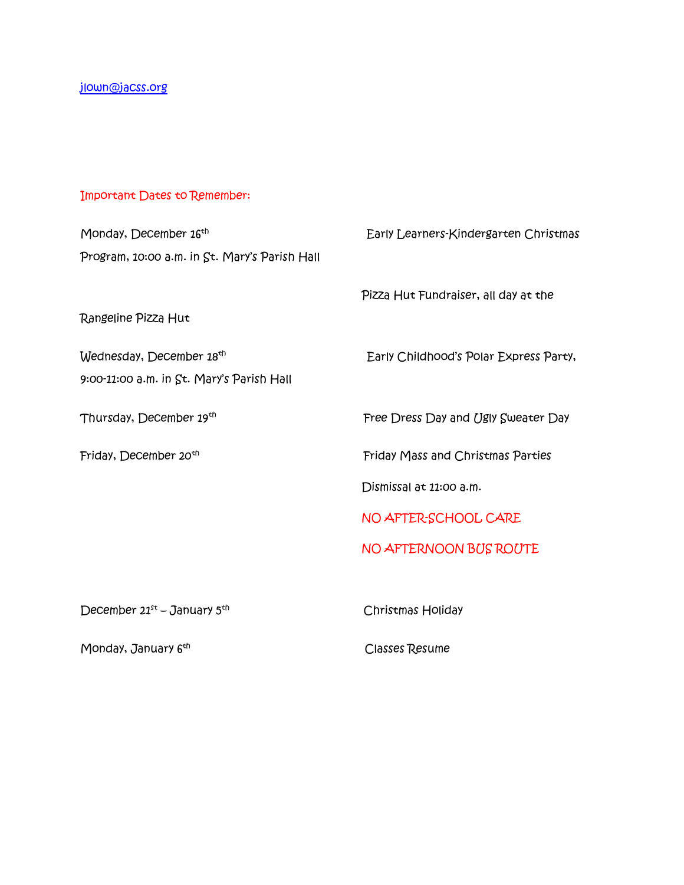jlown@jacss.org

Important Dates to Remember:

Monday, December 16th — Early Learners-Kindergarten Christmas Program, 10:00 a.m. in St. Mary's Parish Hall

Pizza Hut Fundraiser, all day at the Rangeline Pizza Hut

Wednesday, December 18th — Early Childhood's Polar Express Party, 9:00-11:00 a.m. in St. Mary's Parish Hall

Thursday, December 19th — Free Dress Day and Ugly Sweater Day

Friday, December 20th — Friday Mass and Christmas Parties

Dismissal at 11:00 a.m.

NO AFTER-SCHOOL CARE

NO AFTERNOON BUS ROUTE

December 21st – January 5th — Christmas Holiday

Monday, January 6th — Classes Resume